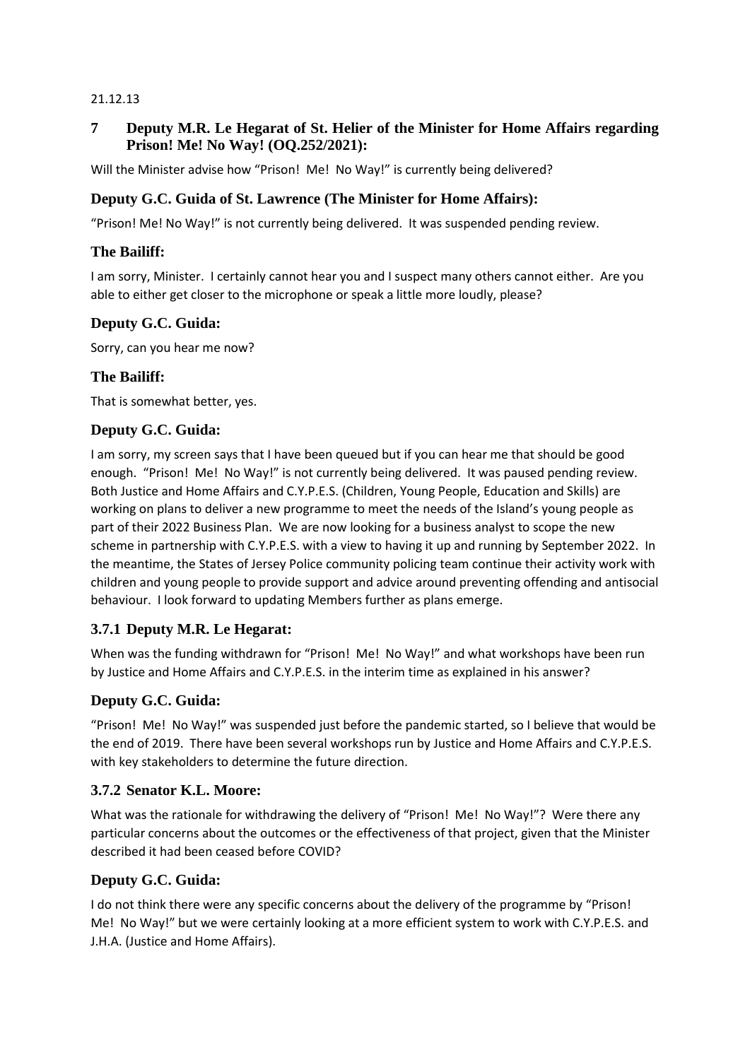21.12.13

## 7 Deputy M.R. Le Hegarat of St. Helier of the Minister for Home Affairs regarding Prison! Me! No Way! (OQ.252/2021):

Will the Minister advise how "Prison! Me! No Way!" is currently being delivered?

### Deputy G.C. Guida of St. Lawrence (The Minister for Home Affairs):

"Prison! Me! No Way!" is not currently being delivered. It was suspended pending review.

### The Bailiff:

I am sorry, Minister. I certainly cannot hear you and I suspect many others cannot either. Are you able to either get closer to the microphone or speak a little more loudly, please?

### Deputy G.C. Guida:

Sorry, can you hear me now?

### The Bailiff:

That is somewhat better, yes.

### Deputy G.C. Guida:

I am sorry, my screen says that I have been queued but if you can hear me that should be good enough. "Prison! Me! No Way!" is not currently being delivered. It was paused pending review. Both Justice and Home Affairs and C.Y.P.E.S. (Children, Young People, Education and Skills) are working on plans to deliver a new programme to meet the needs of the Island's young people as part of their 2022 Business Plan. We are now looking for a business analyst to scope the new scheme in partnership with C.Y.P.E.S. with a view to having it up and running by September 2022. In the meantime, the States of Jersey Police community policing team continue their activity work with children and young people to provide support and advice around preventing offending and antisocial behaviour. I look forward to updating Members further as plans emerge.

### 3.7.1 Deputy M.R. Le Hegarat:

When was the funding withdrawn for "Prison! Me! No Way!" and what workshops have been run by Justice and Home Affairs and C.Y.P.E.S. in the interim time as explained in his answer?

### Deputy G.C. Guida:

"Prison! Me! No Way!" was suspended just before the pandemic started, so I believe that would be the end of 2019. There have been several workshops run by Justice and Home Affairs and C.Y.P.E.S. with key stakeholders to determine the future direction.

### 3.7.2 Senator K.L. Moore:

What was the rationale for withdrawing the delivery of "Prison! Me! No Way!"? Were there any particular concerns about the outcomes or the effectiveness of that project, given that the Minister described it had been ceased before COVID?

### Deputy G.C. Guida:

I do not think there were any specific concerns about the delivery of the programme by "Prison! Me! No Way!" but we were certainly looking at a more efficient system to work with C.Y.P.E.S. and J.H.A. (Justice and Home Affairs).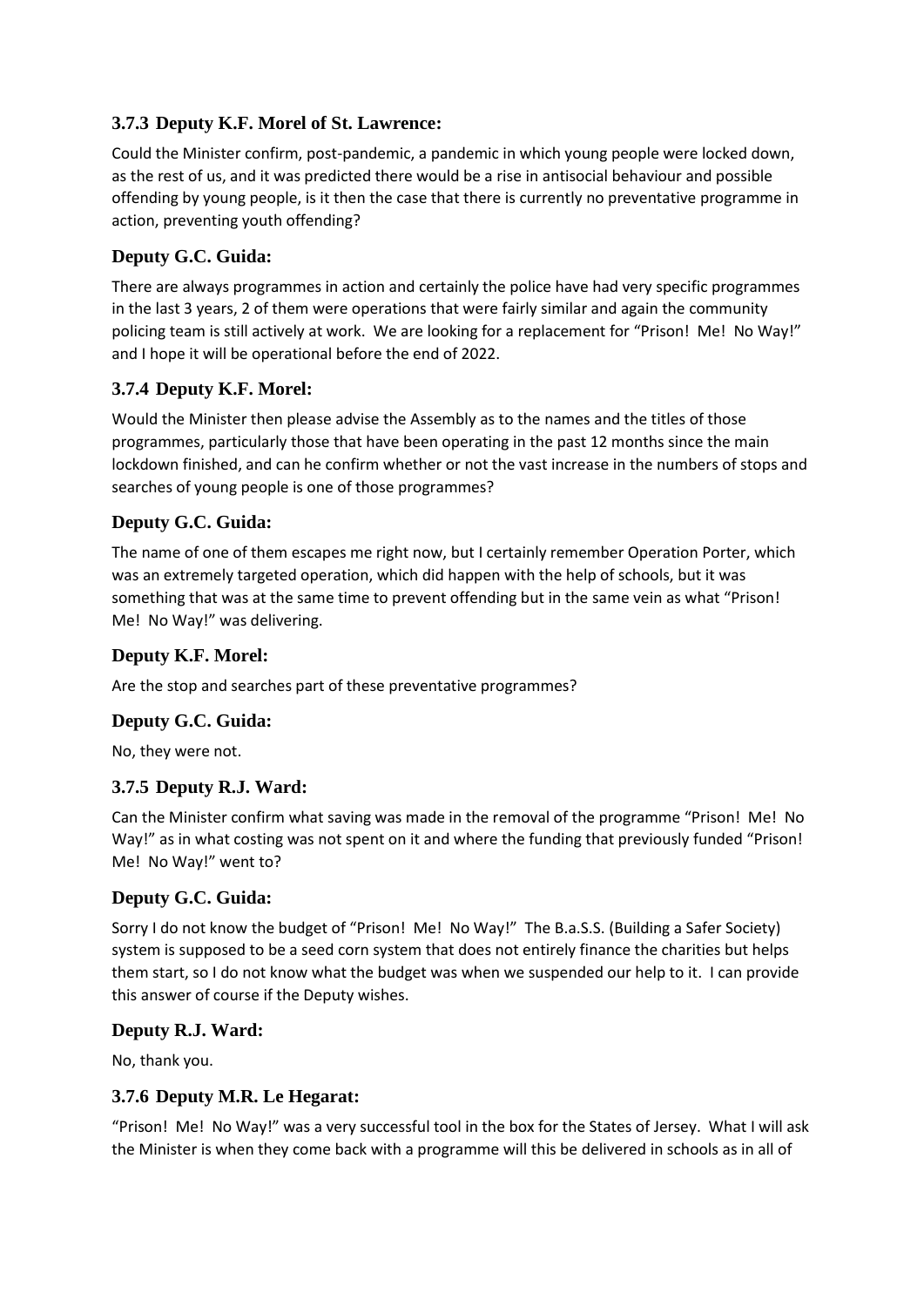### 3.7.3 Deputy K.F. Morel of St. Lawrence:

Could the Minister confirm, post-pandemic, a pandemic in which young people were locked down, as the rest of us, and it was predicted there would be a rise in antisocial behaviour and possible offending by young people, is it then the case that there is currently no preventative programme in action, preventing youth offending?

### Deputy G.C. Guida:

There are always programmes in action and certainly the police have had very specific programmes in the last 3 years, 2 of them were operations that were fairly similar and again the community policing team is still actively at work. We are looking for a replacement for "Prison! Me! No Way!" and I hope it will be operational before the end of 2022.

### 3.7.4 Deputy K.F. Morel:

Would the Minister then please advise the Assembly as to the names and the titles of those programmes, particularly those that have been operating in the past 12 months since the main lockdown finished, and can he confirm whether or not the vast increase in the numbers of stops and searches of young people is one of those programmes?

### Deputy G.C. Guida:

The name of one of them escapes me right now, but I certainly remember Operation Porter, which was an extremely targeted operation, which did happen with the help of schools, but it was something that was at the same time to prevent offending but in the same vein as what "Prison! Me! No Way!" was delivering.

### Deputy K.F. Morel:

Are the stop and searches part of these preventative programmes?

### Deputy G.C. Guida:

No, they were not.

### 3.7.5 Deputy R.J. Ward:

Can the Minister confirm what saving was made in the removal of the programme "Prison! Me! No Way!" as in what costing was not spent on it and where the funding that previously funded "Prison! Me! No Way!" went to?

### Deputy G.C. Guida:

Sorry I do not know the budget of "Prison! Me! No Way!" The B.a.S.S. (Building a Safer Society) system is supposed to be a seed corn system that does not entirely finance the charities but helps them start, so I do not know what the budget was when we suspended our help to it. I can provide this answer of course if the Deputy wishes.

### Deputy R.J. Ward:

No, thank you.

### 3.7.6 Deputy M.R. Le Hegarat:

"Prison! Me! No Way!" was a very successful tool in the box for the States of Jersey. What I will ask the Minister is when they come back with a programme will this be delivered in schools as in all of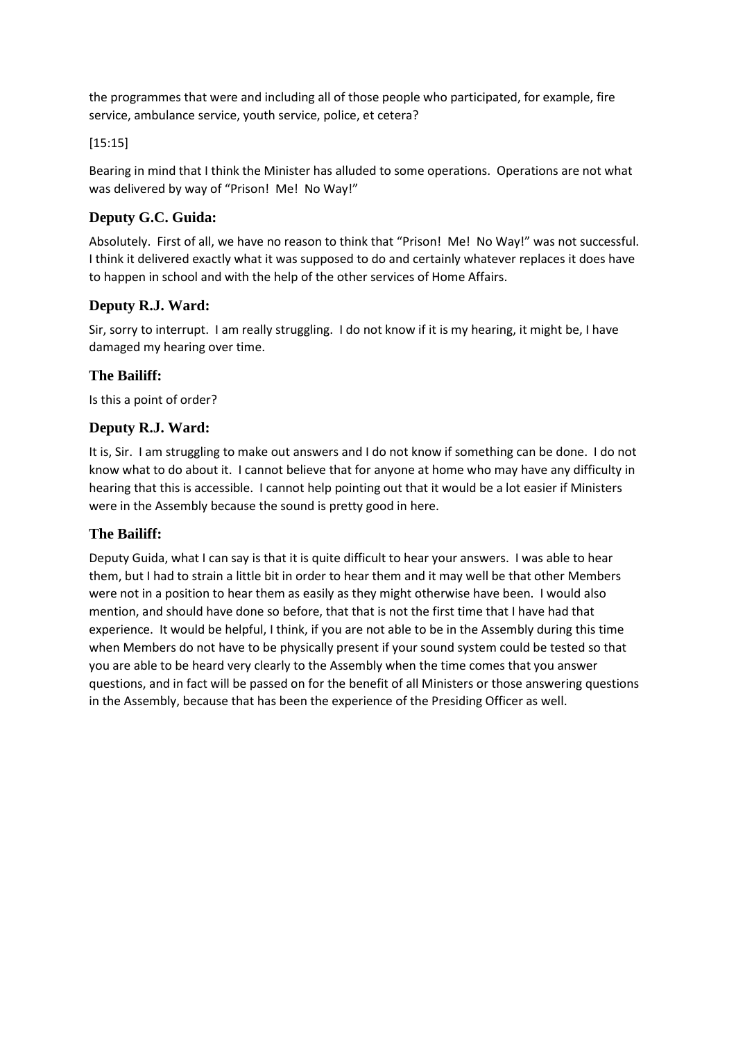the programmes that were and including all of those people who participated, for example, fire service, ambulance service, youth service, police, et cetera?

[15:15]

Bearing in mind that I think the Minister has alluded to some operations. Operations are not what was delivered by way of "Prison! Me! No Way!"

### Deputy G.C. Guida:

Absolutely. First of all, we have no reason to think that "Prison! Me! No Way!" was not successful. I think it delivered exactly what it was supposed to do and certainly whatever replaces it does have to happen in school and with the help of the other services of Home Affairs.

### Deputy R.J. Ward:

Sir, sorry to interrupt. I am really struggling. I do not know if it is my hearing, it might be, I have damaged my hearing over time.

### The Bailiff:

Is this a point of order?

### Deputy R.J. Ward:

It is, Sir. I am struggling to make out answers and I do not know if something can be done. I do not know what to do about it. I cannot believe that for anyone at home who may have any difficulty in hearing that this is accessible. I cannot help pointing out that it would be a lot easier if Ministers were in the Assembly because the sound is pretty good in here.

### The Bailiff:

Deputy Guida, what I can say is that it is quite difficult to hear your answers. I was able to hear them, but I had to strain a little bit in order to hear them and it may well be that other Members were not in a position to hear them as easily as they might otherwise have been. I would also mention, and should have done so before, that that is not the first time that I have had that experience. It would be helpful, I think, if you are not able to be in the Assembly during this time when Members do not have to be physically present if your sound system could be tested so that you are able to be heard very clearly to the Assembly when the time comes that you answer questions, and in fact will be passed on for the benefit of all Ministers or those answering questions in the Assembly, because that has been the experience of the Presiding Officer as well.